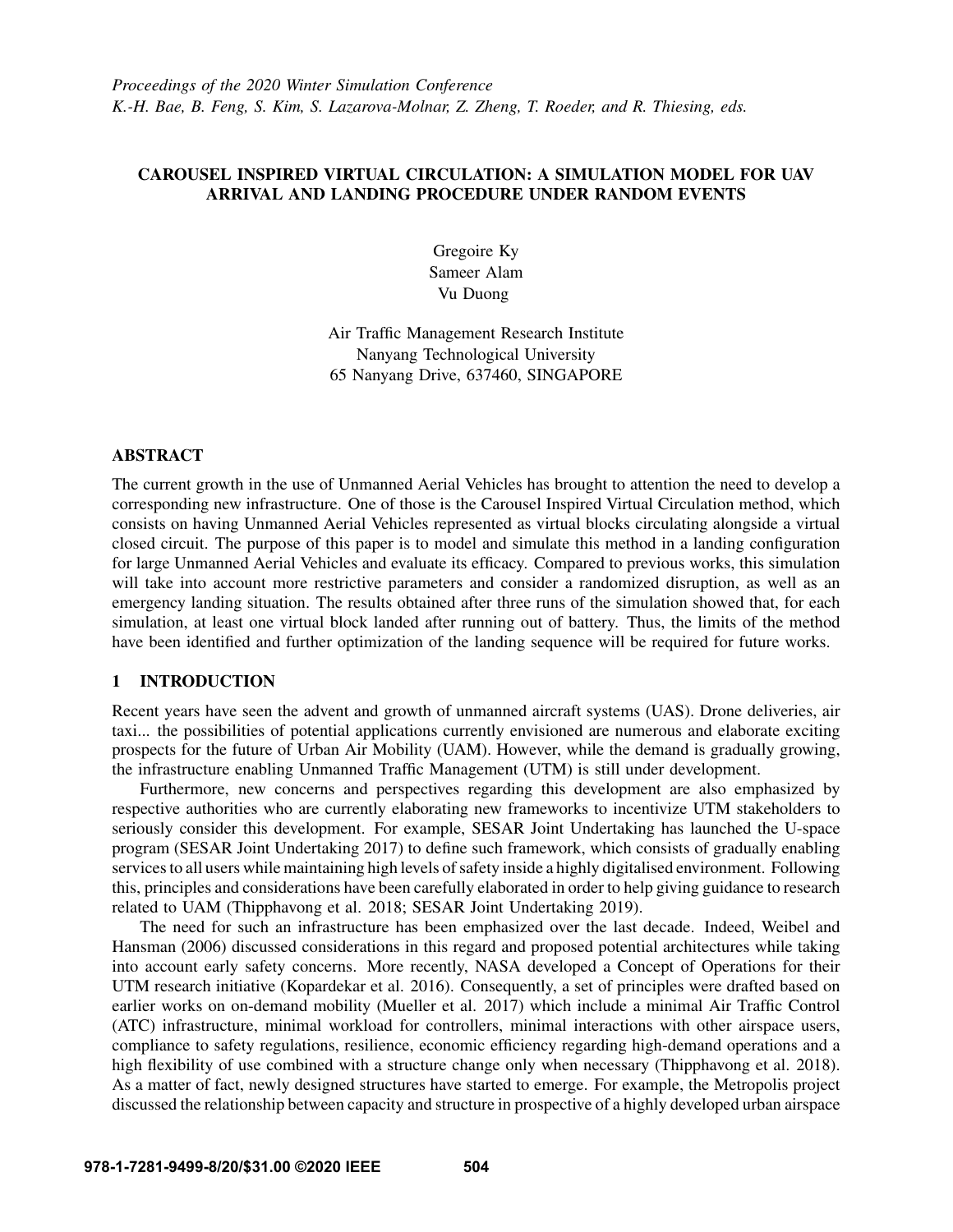*Proceedings of the 2020 Winter Simulation Conference*
*K.-H. Bae, B. Feng, S. Kim, S. Lazarova-Molnar, Z. Zheng, T. Roeder, and R. Thiesing, eds.*

# CAROUSEL INSPIRED VIRTUAL CIRCULATION: A SIMULATION MODEL FOR UAV ARRIVAL AND LANDING PROCEDURE UNDER RANDOM EVENTS

Gregoire Ky
Sameer Alam
Vu Duong

Air Traffic Management Research Institute
Nanyang Technological University
65 Nanyang Drive, 637460, SINGAPORE

## ABSTRACT

The current growth in the use of Unmanned Aerial Vehicles has brought to attention the need to develop a corresponding new infrastructure. One of those is the Carousel Inspired Virtual Circulation method, which consists on having Unmanned Aerial Vehicles represented as virtual blocks circulating alongside a virtual closed circuit. The purpose of this paper is to model and simulate this method in a landing configuration for large Unmanned Aerial Vehicles and evaluate its efficacy. Compared to previous works, this simulation will take into account more restrictive parameters and consider a randomized disruption, as well as an emergency landing situation. The results obtained after three runs of the simulation showed that, for each simulation, at least one virtual block landed after running out of battery. Thus, the limits of the method have been identified and further optimization of the landing sequence will be required for future works.

## 1 INTRODUCTION

Recent years have seen the advent and growth of unmanned aircraft systems (UAS). Drone deliveries, air taxi... the possibilities of potential applications currently envisioned are numerous and elaborate exciting prospects for the future of Urban Air Mobility (UAM). However, while the demand is gradually growing, the infrastructure enabling Unmanned Traffic Management (UTM) is still under development.

Furthermore, new concerns and perspectives regarding this development are also emphasized by respective authorities who are currently elaborating new frameworks to incentivize UTM stakeholders to seriously consider this development. For example, SESAR Joint Undertaking has launched the U-space program (SESAR Joint Undertaking 2017) to define such framework, which consists of gradually enabling services to all users while maintaining high levels of safety inside a highly digitalised environment. Following this, principles and considerations have been carefully elaborated in order to help giving guidance to research related to UAM (Thipphavong et al. 2018; SESAR Joint Undertaking 2019).

The need for such an infrastructure has been emphasized over the last decade. Indeed, Weibel and Hansman (2006) discussed considerations in this regard and proposed potential architectures while taking into account early safety concerns. More recently, NASA developed a Concept of Operations for their UTM research initiative (Kopardekar et al. 2016). Consequently, a set of principles were drafted based on earlier works on on-demand mobility (Mueller et al. 2017) which include a minimal Air Traffic Control (ATC) infrastructure, minimal workload for controllers, minimal interactions with other airspace users, compliance to safety regulations, resilience, economic efficiency regarding high-demand operations and a high flexibility of use combined with a structure change only when necessary (Thipphavong et al. 2018). As a matter of fact, newly designed structures have started to emerge. For example, the Metropolis project discussed the relationship between capacity and structure in prospective of a highly developed urban airspace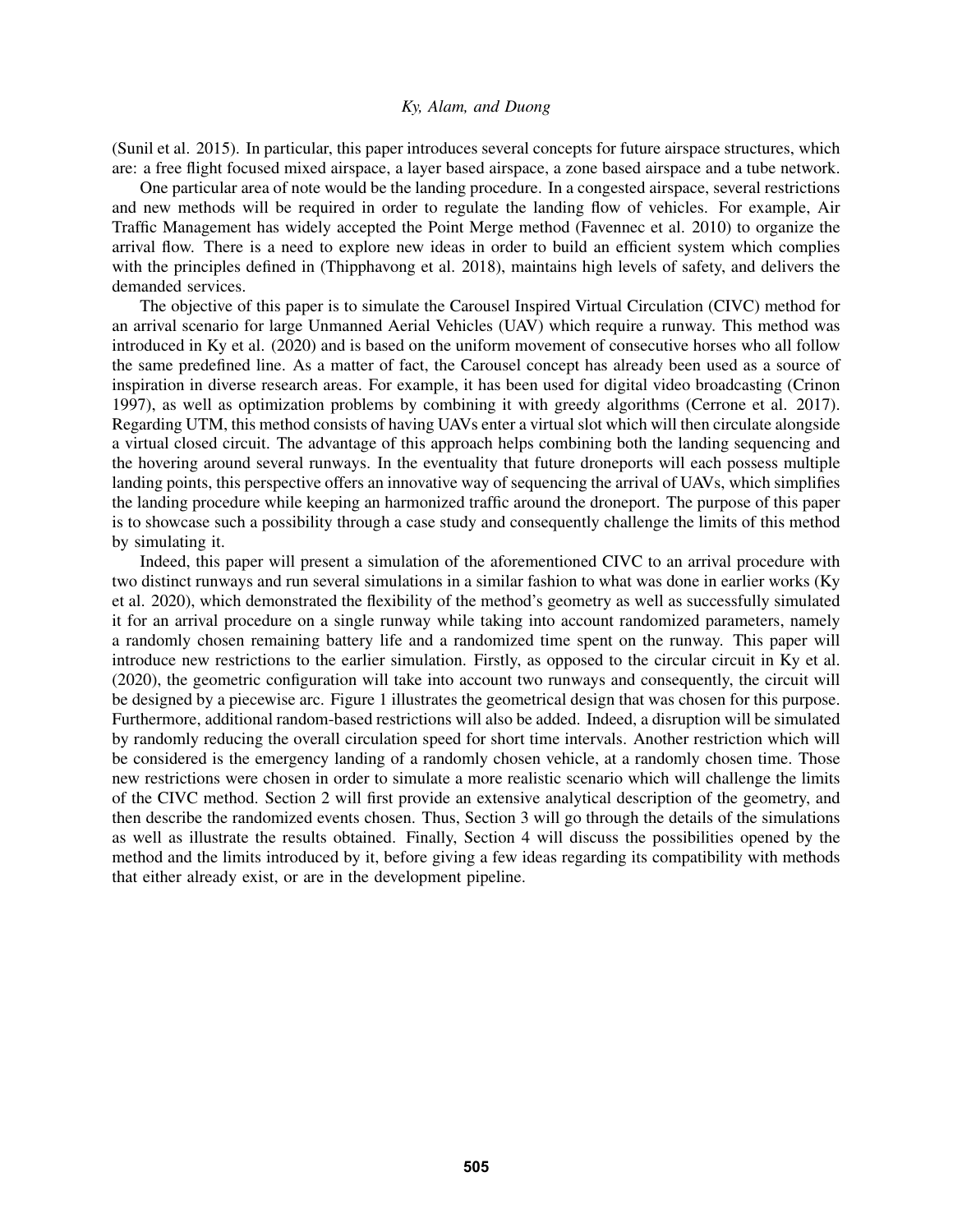(Sunil et al. 2015). In particular, this paper introduces several concepts for future airspace structures, which are: a free flight focused mixed airspace, a layer based airspace, a zone based airspace and a tube network.

One particular area of note would be the landing procedure. In a congested airspace, several restrictions and new methods will be required in order to regulate the landing flow of vehicles. For example, Air Traffic Management has widely accepted the Point Merge method (Favennec et al. 2010) to organize the arrival flow. There is a need to explore new ideas in order to build an efficient system which complies with the principles defined in (Thipphavong et al. 2018), maintains high levels of safety, and delivers the demanded services.

The objective of this paper is to simulate the Carousel Inspired Virtual Circulation (CIVC) method for an arrival scenario for large Unmanned Aerial Vehicles (UAV) which require a runway. This method was introduced in Ky et al. (2020) and is based on the uniform movement of consecutive horses who all follow the same predefined line. As a matter of fact, the Carousel concept has already been used as a source of inspiration in diverse research areas. For example, it has been used for digital video broadcasting (Crinon 1997), as well as optimization problems by combining it with greedy algorithms (Cerrone et al. 2017). Regarding UTM, this method consists of having UAVs enter a virtual slot which will then circulate alongside a virtual closed circuit. The advantage of this approach helps combining both the landing sequencing and the hovering around several runways. In the eventuality that future droneports will each possess multiple landing points, this perspective offers an innovative way of sequencing the arrival of UAVs, which simplifies the landing procedure while keeping an harmonized traffic around the droneport. The purpose of this paper is to showcase such a possibility through a case study and consequently challenge the limits of this method by simulating it.

Indeed, this paper will present a simulation of the aforementioned CIVC to an arrival procedure with two distinct runways and run several simulations in a similar fashion to what was done in earlier works (Ky et al. 2020), which demonstrated the flexibility of the method's geometry as well as successfully simulated it for an arrival procedure on a single runway while taking into account randomized parameters, namely a randomly chosen remaining battery life and a randomized time spent on the runway. This paper will introduce new restrictions to the earlier simulation. Firstly, as opposed to the circular circuit in Ky et al. (2020), the geometric configuration will take into account two runways and consequently, the circuit will be designed by a piecewise arc. Figure 1 illustrates the geometrical design that was chosen for this purpose. Furthermore, additional random-based restrictions will also be added. Indeed, a disruption will be simulated by randomly reducing the overall circulation speed for short time intervals. Another restriction which will be considered is the emergency landing of a randomly chosen vehicle, at a randomly chosen time. Those new restrictions were chosen in order to simulate a more realistic scenario which will challenge the limits of the CIVC method. Section 2 will first provide an extensive analytical description of the geometry, and then describe the randomized events chosen. Thus, Section 3 will go through the details of the simulations as well as illustrate the results obtained. Finally, Section 4 will discuss the possibilities opened by the method and the limits introduced by it, before giving a few ideas regarding its compatibility with methods that either already exist, or are in the development pipeline.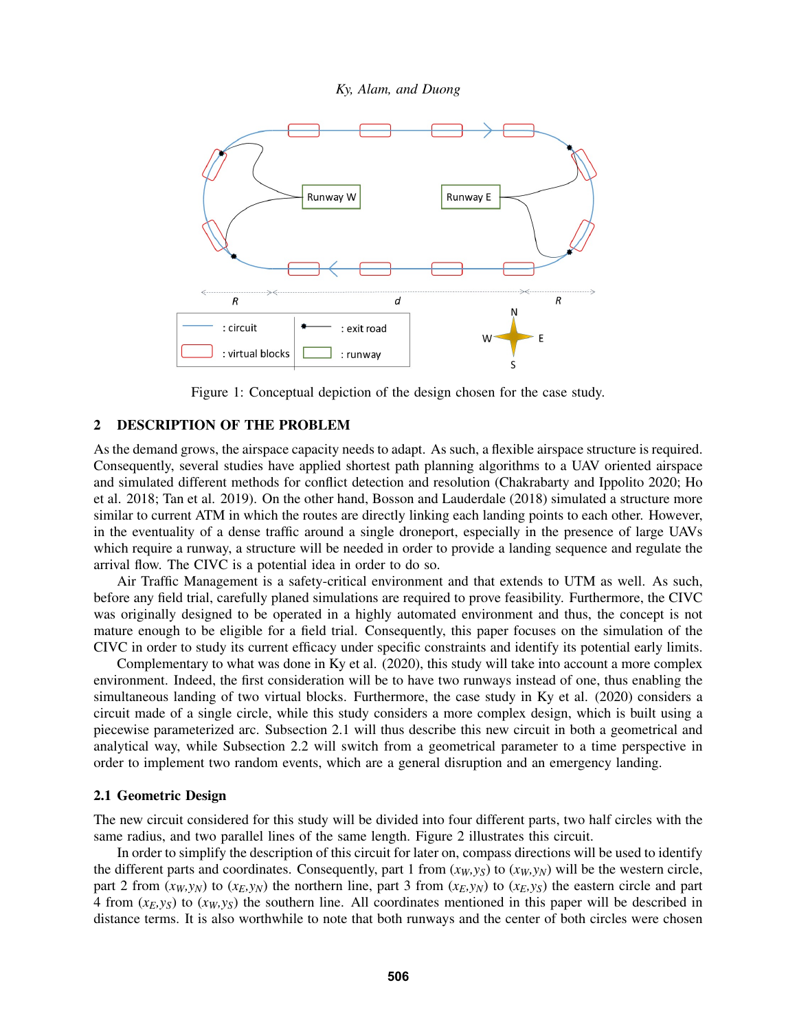Figure 1: Conceptual depiction of the design chosen for the case study.

## 2 DESCRIPTION OF THE PROBLEM

As the demand grows, the airspace capacity needs to adapt. As such, a flexible airspace structure is required. Consequently, several studies have applied shortest path planning algorithms to a UAV oriented airspace and simulated different methods for conflict detection and resolution (Chakrabarty and Ippolito 2020; Ho et al. 2018; Tan et al. 2019). On the other hand, Bosson and Lauderdale (2018) simulated a structure more similar to current ATM in which the routes are directly linking each landing points to each other. However, in the eventuality of a dense traffic around a single droneport, especially in the presence of large UAVs which require a runway, a structure will be needed in order to provide a landing sequence and regulate the arrival flow. The CIVC is a potential idea in order to do so.

Air Traffic Management is a safety-critical environment and that extends to UTM as well. As such, before any field trial, carefully planed simulations are required to prove feasibility. Furthermore, the CIVC was originally designed to be operated in a highly automated environment and thus, the concept is not mature enough to be eligible for a field trial. Consequently, this paper focuses on the simulation of the CIVC in order to study its current efficacy under specific constraints and identify its potential early limits.

Complementary to what was done in Ky et al. (2020), this study will take into account a more complex environment. Indeed, the first consideration will be to have two runways instead of one, thus enabling the simultaneous landing of two virtual blocks. Furthermore, the case study in Ky et al. (2020) considers a circuit made of a single circle, while this study considers a more complex design, which is built using a piecewise parameterized arc. Subsection 2.1 will thus describe this new circuit in both a geometrical and analytical way, while Subsection 2.2 will switch from a geometrical parameter to a time perspective in order to implement two random events, which are a general disruption and an emergency landing.

### 2.1 Geometric Design

The new circuit considered for this study will be divided into four different parts, two half circles with the same radius, and two parallel lines of the same length. Figure 2 illustrates this circuit.

In order to simplify the description of this circuit for later on, compass directions will be used to identify the different parts and coordinates. Consequently, part 1 from $(x_W, y_S)$ to $(x_W, y_N)$ will be the western circle, part 2 from $(x_W, y_N)$ to $(x_E, y_N)$ the northern line, part 3 from $(x_E, y_N)$ to $(x_E, y_S)$ the eastern circle and part 4 from $(x_E, y_S)$ to $(x_W, y_S)$ the southern line. All coordinates mentioned in this paper will be described in distance terms. It is also worthwhile to note that both runways and the center of both circles were chosen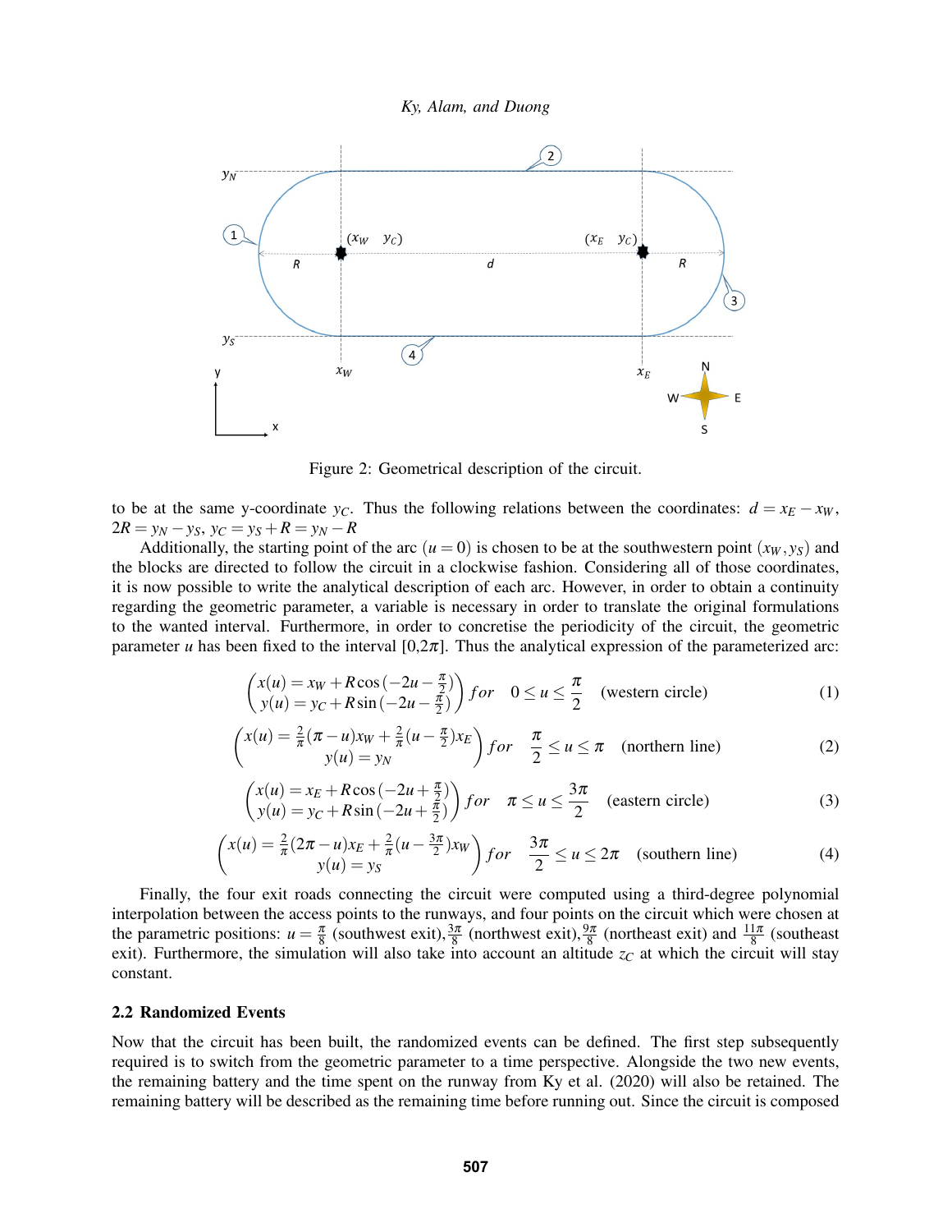Figure 2: Geometrical description of the circuit.

to be at the same y-coordinate $y_C$. Thus the following relations between the coordinates: $d = x_E - x_W$, $2R = y_N - y_S$, $y_C = y_S + R = y_N - R$

Additionally, the starting point of the arc $(u = 0)$ is chosen to be at the southwestern point $(x_W, y_S)$ and the blocks are directed to follow the circuit in a clockwise fashion. Considering all of those coordinates, it is now possible to write the analytical description of each arc. However, in order to obtain a continuity regarding the geometric parameter, a variable is necessary in order to translate the original formulations to the wanted interval. Furthermore, in order to concretise the periodicity of the circuit, the geometric parameter $u$ has been fixed to the interval $[0,2\pi]$. Thus the analytical expression of the parameterized arc:

$$\begin{pmatrix} x(u) = x_W + R\cos\left(-2u - \frac{\pi}{2}\right) \\ y(u) = y_C + R\sin\left(-2u - \frac{\pi}{2}\right) \end{pmatrix} for \quad 0 \leq u \leq \frac{\pi}{2} \quad \text{(western circle)} \tag{1}$$

$$\begin{pmatrix} x(u) = \frac{2}{\pi}(\pi - u)x_W + \frac{2}{\pi}(u - \frac{\pi}{2})x_E \\ y(u) = y_N \end{pmatrix} for \quad \frac{\pi}{2} \leq u \leq \pi \quad \text{(northern line)} \tag{2}$$

$$\begin{pmatrix} x(u) = x_E + R\cos\left(-2u + \frac{\pi}{2}\right) \\ y(u) = y_C + R\sin\left(-2u + \frac{\pi}{2}\right) \end{pmatrix} for \quad \pi \leq u \leq \frac{3\pi}{2} \quad \text{(eastern circle)} \tag{3}$$

$$\begin{pmatrix} x(u) = \frac{2}{\pi}(2\pi - u)x_E + \frac{2}{\pi}(u - \frac{3\pi}{2})x_W \\ y(u) = y_S \end{pmatrix} for \quad \frac{3\pi}{2} \leq u \leq 2\pi \quad \text{(southern line)} \tag{4}$$

Finally, the four exit roads connecting the circuit were computed using a third-degree polynomial interpolation between the access points to the runways, and four points on the circuit which were chosen at the parametric positions: $u = \frac{\pi}{8}$ (southwest exit), $\frac{3\pi}{8}$ (northwest exit), $\frac{9\pi}{8}$ (northeast exit) and $\frac{11\pi}{8}$ (southeast exit). Furthermore, the simulation will also take into account an altitude $z_C$ at which the circuit will stay constant.

## 2.2 Randomized Events

Now that the circuit has been built, the randomized events can be defined. The first step subsequently required is to switch from the geometric parameter to a time perspective. Alongside the two new events, the remaining battery and the time spent on the runway from Ky et al. (2020) will also be retained. The remaining battery will be described as the remaining time before running out. Since the circuit is composed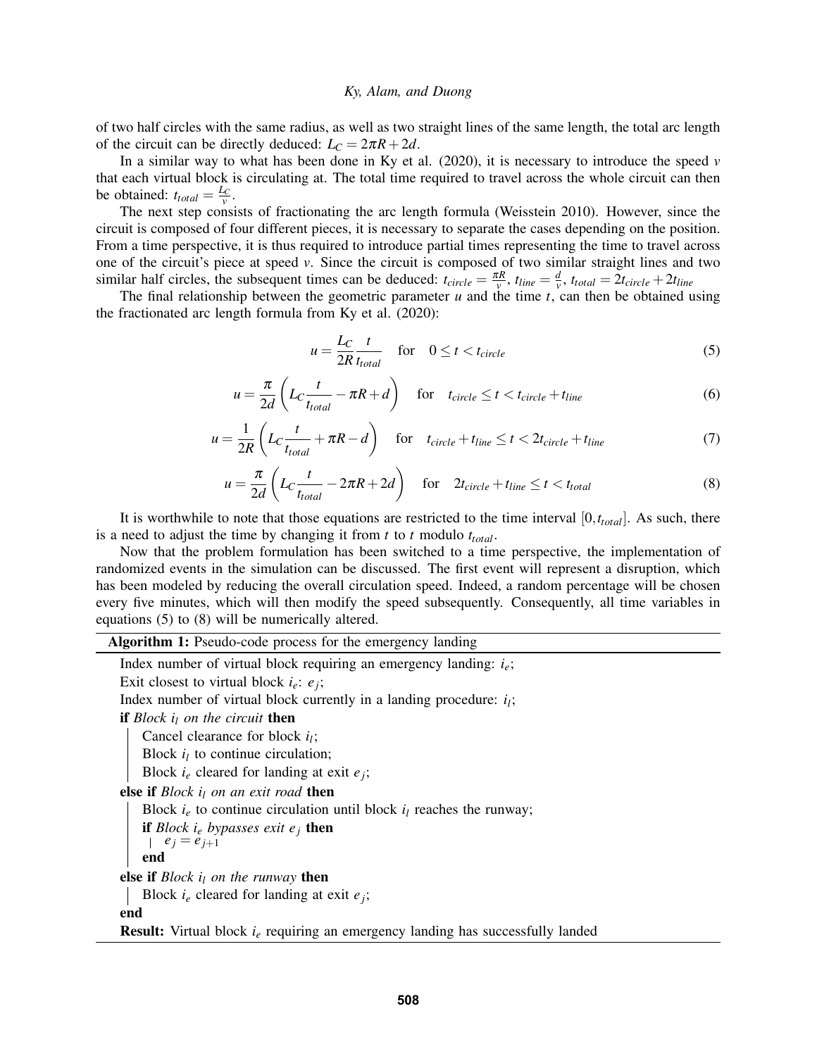of two half circles with the same radius, as well as two straight lines of the same length, the total arc length of the circuit can be directly deduced: $L_C = 2\pi R + 2d$.

In a similar way to what has been done in Ky et al. (2020), it is necessary to introduce the speed $v$ that each virtual block is circulating at. The total time required to travel across the whole circuit can then be obtained: $t_{total} = \frac{L_C}{v}$.

The next step consists of fractionating the arc length formula (Weisstein 2010). However, since the circuit is composed of four different pieces, it is necessary to separate the cases depending on the position. From a time perspective, it is thus required to introduce partial times representing the time to travel across one of the circuit's piece at speed $v$. Since the circuit is composed of two similar straight lines and two similar half circles, the subsequent times can be deduced: $t_{circle} = \frac{\pi R}{v}$, $t_{line} = \frac{d}{v}$, $t_{total} = 2t_{circle} + 2t_{line}$

The final relationship between the geometric parameter $u$ and the time $t$, can then be obtained using the fractionated arc length formula from Ky et al. (2020):

$$u = \frac{L_C}{2R}\frac{t}{t_{total}} \quad \text{for} \quad 0 \leq t < t_{circle} \tag{5}$$

$$u = \frac{\pi}{2d}\left(L_C\frac{t}{t_{total}} - \pi R + d\right) \quad \text{for} \quad t_{circle} \leq t < t_{circle} + t_{line} \tag{6}$$

$$u = \frac{1}{2R}\left(L_C\frac{t}{t_{total}} + \pi R - d\right) \quad \text{for} \quad t_{circle} + t_{line} \leq t < 2t_{circle} + t_{line} \tag{7}$$

$$u = \frac{\pi}{2d}\left(L_C\frac{t}{t_{total}} - 2\pi R + 2d\right) \quad \text{for} \quad 2t_{circle} + t_{line} \leq t < t_{total} \tag{8}$$

It is worthwhile to note that those equations are restricted to the time interval $[0, t_{total}]$. As such, there is a need to adjust the time by changing it from $t$ to $t$ modulo $t_{total}$.

Now that the problem formulation has been switched to a time perspective, the implementation of randomized events in the simulation can be discussed. The first event will represent a disruption, which has been modeled by reducing the overall circulation speed. Indeed, a random percentage will be chosen every five minutes, which will then modify the speed subsequently. Consequently, all time variables in equations (5) to (8) will be numerically altered.

**Algorithm 1:** Pseudo-code process for the emergency landing

```
Index number of virtual block requiring an emergency landing: i_e;
Exit closest to virtual block i_e: e_j;
Index number of virtual block currently in a landing procedure: i_l;
if Block i_l on the circuit then
    Cancel clearance for block i_l;
    Block i_l to continue circulation;
    Block i_e cleared for landing at exit e_j;
else if Block i_l on an exit road then
    Block i_e to continue circulation until block i_l reaches the runway;
    if Block i_e bypasses exit e_j then
        e_j = e_{j+1}
    end
else if Block i_l on the runway then
    Block i_e cleared for landing at exit e_j;
end
Result: Virtual block i_e requiring an emergency landing has successfully landed
```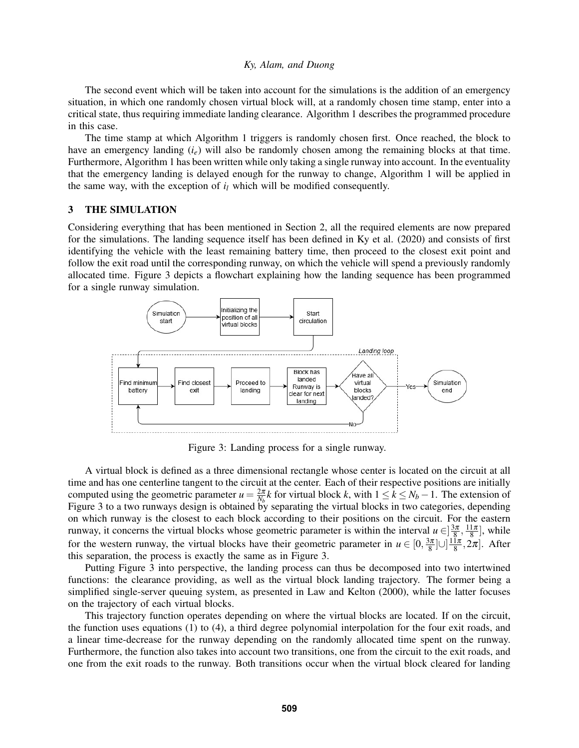The second event which will be taken into account for the simulations is the addition of an emergency situation, in which one randomly chosen virtual block will, at a randomly chosen time stamp, enter into a critical state, thus requiring immediate landing clearance. Algorithm 1 describes the programmed procedure in this case.

The time stamp at which Algorithm 1 triggers is randomly chosen first. Once reached, the block to have an emergency landing ($i_e$) will also be randomly chosen among the remaining blocks at that time. Furthermore, Algorithm 1 has been written while only taking a single runway into account. In the eventuality that the emergency landing is delayed enough for the runway to change, Algorithm 1 will be applied in the same way, with the exception of $i_l$ which will be modified consequently.

## 3 THE SIMULATION

Considering everything that has been mentioned in Section 2, all the required elements are now prepared for the simulations. The landing sequence itself has been defined in Ky et al. (2020) and consists of first identifying the vehicle with the least remaining battery time, then proceed to the closest exit point and follow the exit road until the corresponding runway, on which the vehicle will spend a previously randomly allocated time. Figure 3 depicts a flowchart explaining how the landing sequence has been programmed for a single runway simulation.

Simulation start → Initializing the position of all virtual blocks → Start circulation

Landing loop: Find minimum battery → Find closest exit → Proceed to landing → Block has landed Runway is clear for next landing → Have all virtual blocks landed? (No → Find minimum battery; Yes → Simulation end)

Figure 3: Landing process for a single runway.

A virtual block is defined as a three dimensional rectangle whose center is located on the circuit at all time and has one centerline tangent to the circuit at the center. Each of their respective positions are initially computed using the geometric parameter $u = \frac{2\pi}{N_b}k$ for virtual block $k$, with $1 \leq k \leq N_b - 1$. The extension of Figure 3 to a two runways design is obtained by separating the virtual blocks in two categories, depending on which runway is the closest to each block according to their positions on the circuit. For the eastern runway, it concerns the virtual blocks whose geometric parameter is within the interval $u \in ]\frac{3\pi}{8}, \frac{11\pi}{8}]$, while for the western runway, the virtual blocks have their geometric parameter in $u \in [0, \frac{3\pi}{8}] \cup ]\frac{11\pi}{8}, 2\pi]$. After this separation, the process is exactly the same as in Figure 3.

Putting Figure 3 into perspective, the landing process can thus be decomposed into two intertwined functions: the clearance providing, as well as the virtual block landing trajectory. The former being a simplified single-server queuing system, as presented in Law and Kelton (2000), while the latter focuses on the trajectory of each virtual blocks.

This trajectory function operates depending on where the virtual blocks are located. If on the circuit, the function uses equations (1) to (4), a third degree polynomial interpolation for the four exit roads, and a linear time-decrease for the runway depending on the randomly allocated time spent on the runway. Furthermore, the function also takes into account two transitions, one from the circuit to the exit roads, and one from the exit roads to the runway. Both transitions occur when the virtual block cleared for landing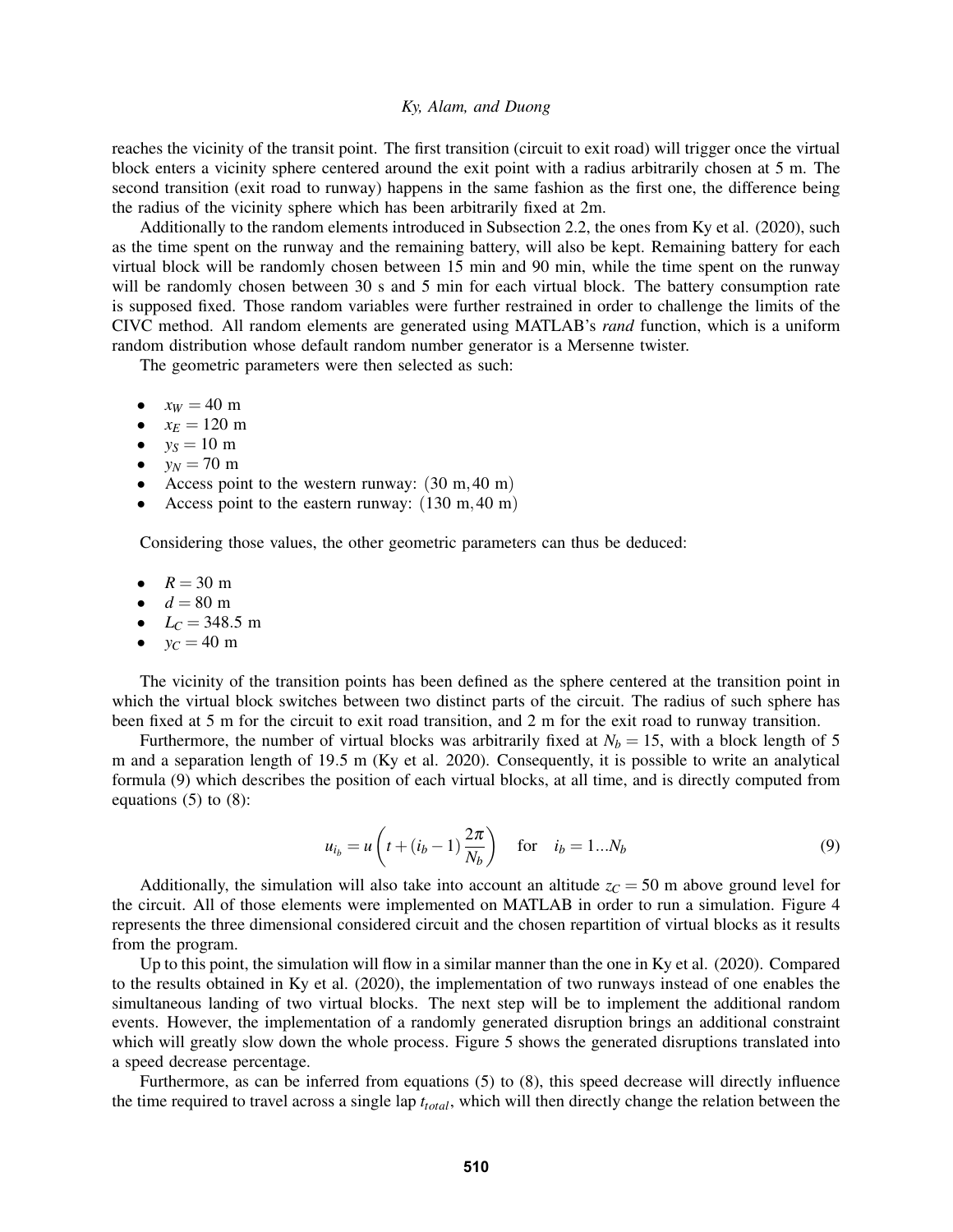reaches the vicinity of the transit point. The first transition (circuit to exit road) will trigger once the virtual block enters a vicinity sphere centered around the exit point with a radius arbitrarily chosen at 5 m. The second transition (exit road to runway) happens in the same fashion as the first one, the difference being the radius of the vicinity sphere which has been arbitrarily fixed at 2m.

Additionally to the random elements introduced in Subsection 2.2, the ones from Ky et al. (2020), such as the time spent on the runway and the remaining battery, will also be kept. Remaining battery for each virtual block will be randomly chosen between 15 min and 90 min, while the time spent on the runway will be randomly chosen between 30 s and 5 min for each virtual block. The battery consumption rate is supposed fixed. Those random variables were further restrained in order to challenge the limits of the CIVC method. All random elements are generated using MATLAB's *rand* function, which is a uniform random distribution whose default random number generator is a Mersenne twister.

The geometric parameters were then selected as such:

- $x_W = 40$ m
- $x_E = 120$ m
- $y_S = 10$ m
- $y_N = 70$ m
- Access point to the western runway: $(30\text{ m}, 40\text{ m})$
- Access point to the eastern runway: $(130\text{ m}, 40\text{ m})$

Considering those values, the other geometric parameters can thus be deduced:

- $R = 30$ m
- $d = 80$ m
- $L_C = 348.5$ m
- $y_C = 40$ m

The vicinity of the transition points has been defined as the sphere centered at the transition point in which the virtual block switches between two distinct parts of the circuit. The radius of such sphere has been fixed at 5 m for the circuit to exit road transition, and 2 m for the exit road to runway transition.

Furthermore, the number of virtual blocks was arbitrarily fixed at $N_b = 15$, with a block length of 5 m and a separation length of 19.5 m (Ky et al. 2020). Consequently, it is possible to write an analytical formula (9) which describes the position of each virtual blocks, at all time, and is directly computed from equations (5) to (8):

$$u_{i_b} = u\left(t + (i_b - 1)\frac{2\pi}{N_b}\right) \quad \text{for} \quad i_b = 1...N_b \tag{9}$$

Additionally, the simulation will also take into account an altitude $z_C = 50$ m above ground level for the circuit. All of those elements were implemented on MATLAB in order to run a simulation. Figure 4 represents the three dimensional considered circuit and the chosen repartition of virtual blocks as it results from the program.

Up to this point, the simulation will flow in a similar manner than the one in Ky et al. (2020). Compared to the results obtained in Ky et al. (2020), the implementation of two runways instead of one enables the simultaneous landing of two virtual blocks. The next step will be to implement the additional random events. However, the implementation of a randomly generated disruption brings an additional constraint which will greatly slow down the whole process. Figure 5 shows the generated disruptions translated into a speed decrease percentage.

Furthermore, as can be inferred from equations (5) to (8), this speed decrease will directly influence the time required to travel across a single lap $t_{total}$, which will then directly change the relation between the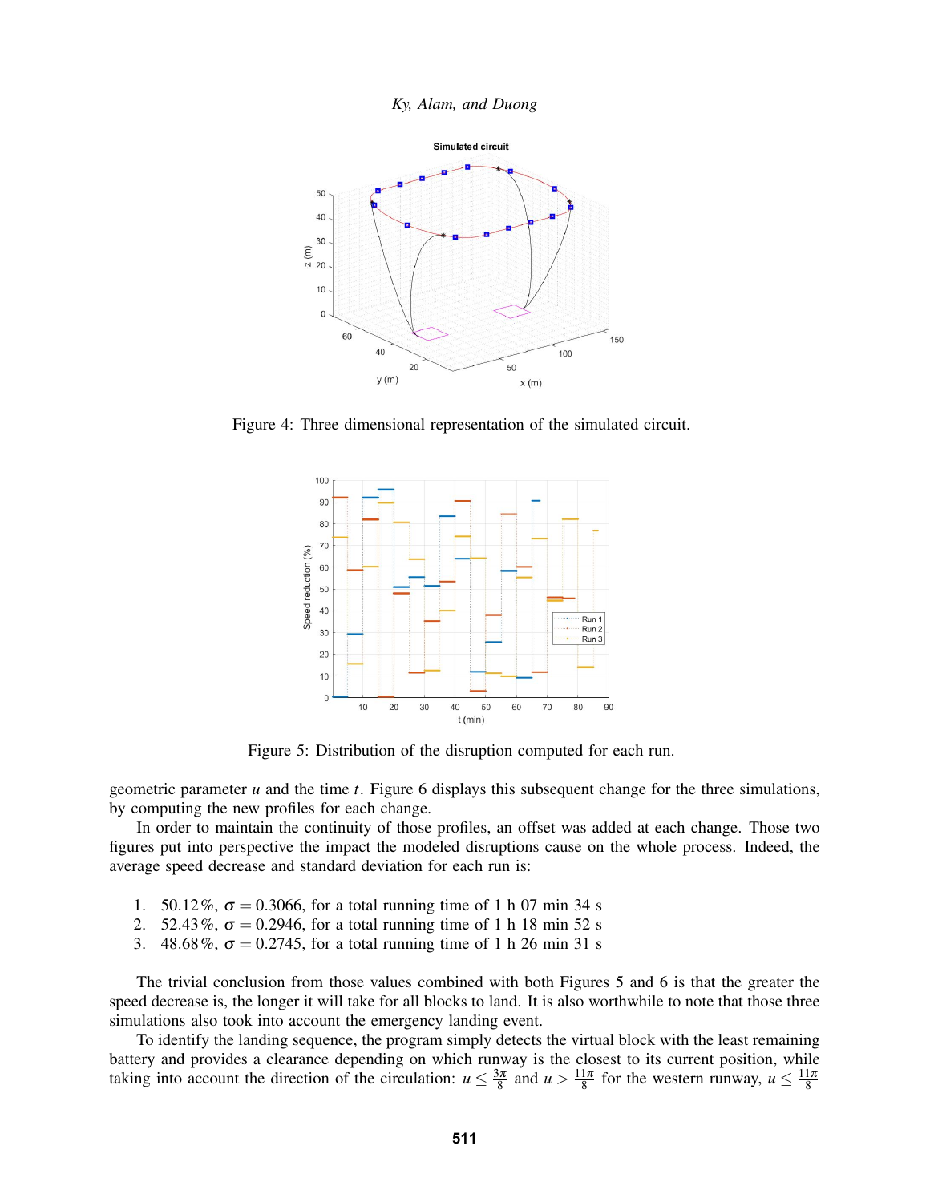Figure 4: Three dimensional representation of the simulated circuit.

Figure 5: Distribution of the disruption computed for each run.

geometric parameter $u$ and the time $t$. Figure 6 displays this subsequent change for the three simulations, by computing the new profiles for each change.

In order to maintain the continuity of those profiles, an offset was added at each change. Those two figures put into perspective the impact the modeled disruptions cause on the whole process. Indeed, the average speed decrease and standard deviation for each run is:

1. 50.12 %, $\sigma = 0.3066$, for a total running time of 1 h 07 min 34 s
2. 52.43 %, $\sigma = 0.2946$, for a total running time of 1 h 18 min 52 s
3. 48.68 %, $\sigma = 0.2745$, for a total running time of 1 h 26 min 31 s

The trivial conclusion from those values combined with both Figures 5 and 6 is that the greater the speed decrease is, the longer it will take for all blocks to land. It is also worthwhile to note that those three simulations also took into account the emergency landing event.

To identify the landing sequence, the program simply detects the virtual block with the least remaining battery and provides a clearance depending on which runway is the closest to its current position, while taking into account the direction of the circulation: $u \leq \frac{3\pi}{8}$ and $u > \frac{11\pi}{8}$ for the western runway, $u \leq \frac{11\pi}{8}$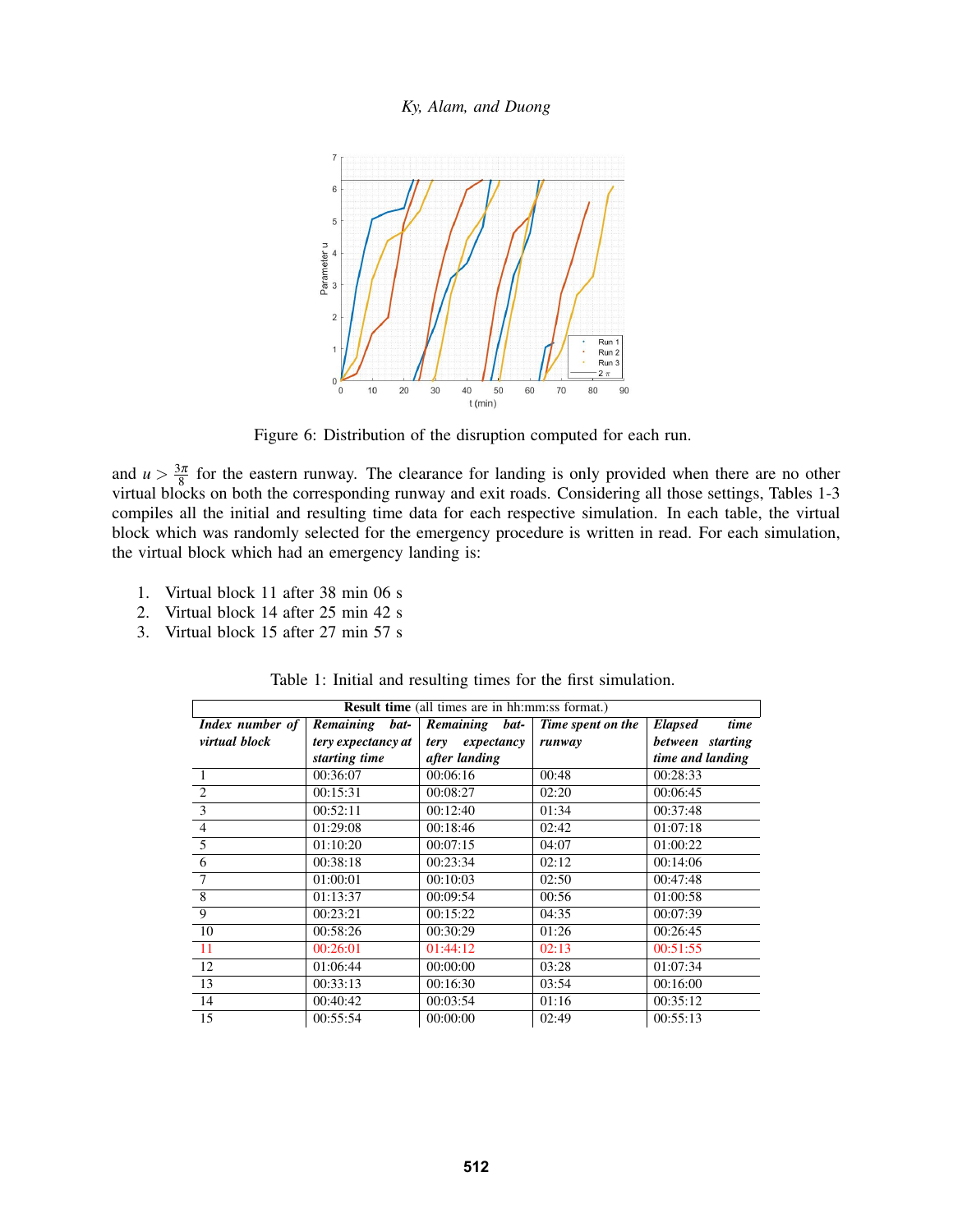Figure 6: Distribution of the disruption computed for each run.

and $u > \frac{3\pi}{8}$ for the eastern runway. The clearance for landing is only provided when there are no other virtual blocks on both the corresponding runway and exit roads. Considering all those settings, Tables 1-3 compiles all the initial and resulting time data for each respective simulation. In each table, the virtual block which was randomly selected for the emergency procedure is written in read. For each simulation, the virtual block which had an emergency landing is:

1. Virtual block 11 after 38 min 06 s
2. Virtual block 14 after 25 min 42 s
3. Virtual block 15 after 27 min 57 s

Table 1: Initial and resulting times for the first simulation.

| **Result time** (all times are in hh:mm:ss format.) | | | | |
|---|---|---|---|---|
| ***Index number of virtual block*** | ***Remaining battery expectancy at starting time*** | ***Remaining battery expectancy after landing*** | ***Time spent on the runway*** | ***Elapsed time between starting time and landing*** |
| 1 | 00:36:07 | 00:06:16 | 00:48 | 00:28:33 |
| 2 | 00:15:31 | 00:08:27 | 02:20 | 00:06:45 |
| 3 | 00:52:11 | 00:12:40 | 01:34 | 00:37:48 |
| 4 | 01:29:08 | 00:18:46 | 02:42 | 01:07:18 |
| 5 | 01:10:20 | 00:07:15 | 04:07 | 01:00:22 |
| 6 | 00:38:18 | 00:23:34 | 02:12 | 00:14:06 |
| 7 | 01:00:01 | 00:10:03 | 02:50 | 00:47:48 |
| 8 | 01:13:37 | 00:09:54 | 00:56 | 01:00:58 |
| 9 | 00:23:21 | 00:15:22 | 04:35 | 00:07:39 |
| 10 | 00:58:26 | 00:30:29 | 01:26 | 00:26:45 |
| 11 | 00:26:01 | 01:44:12 | 02:13 | 00:51:55 |
| 12 | 01:06:44 | 00:00:00 | 03:28 | 01:07:34 |
| 13 | 00:33:13 | 00:16:30 | 03:54 | 00:16:00 |
| 14 | 00:40:42 | 00:03:54 | 01:16 | 00:35:12 |
| 15 | 00:55:54 | 00:00:00 | 02:49 | 00:55:13 |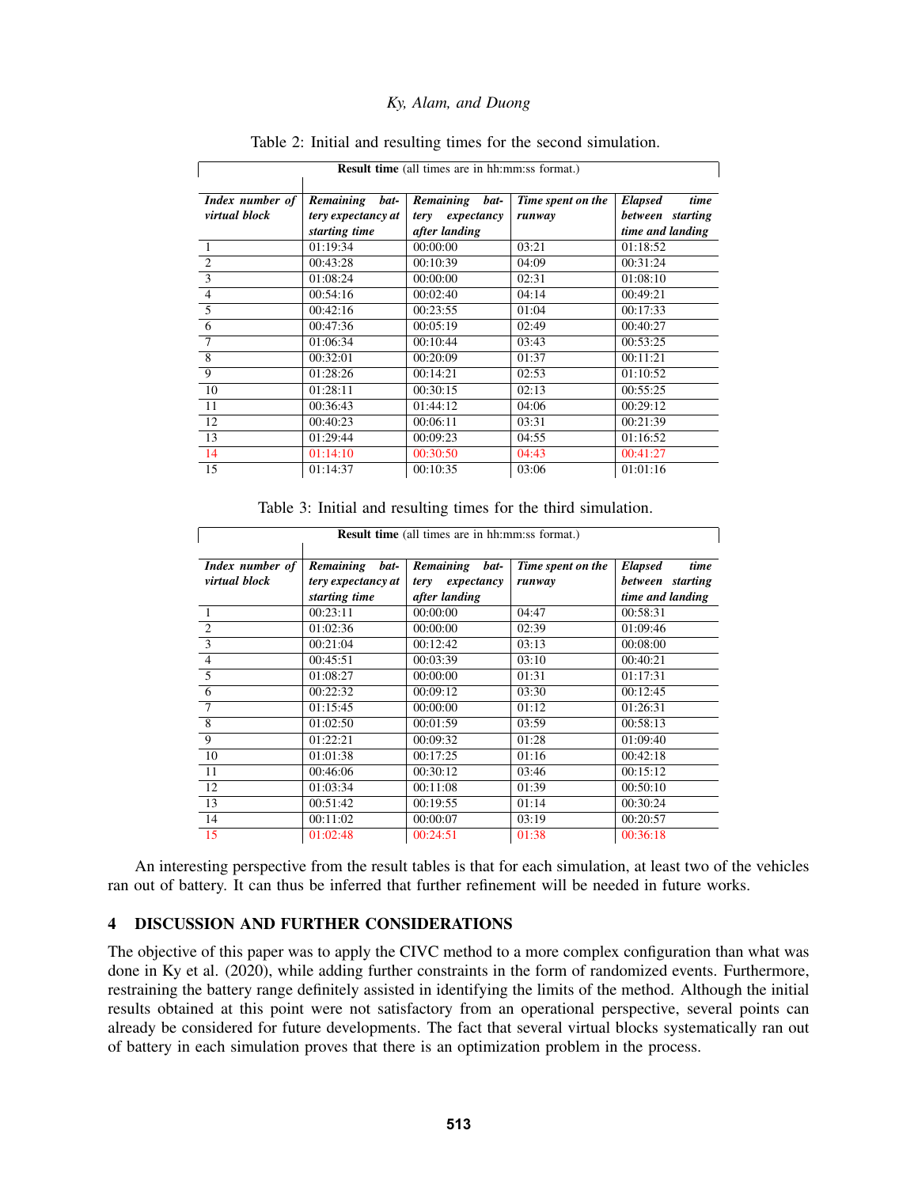Table 2: Initial and resulting times for the second simulation.

| **Result time** (all times are in hh:mm:ss format.) | | | | |
|---|---|---|---|---|
| ***Index number of virtual block*** | ***Remaining battery expectancy at starting time*** | ***Remaining battery expectancy after landing*** | ***Time spent on the runway*** | ***Elapsed time between starting time and landing*** |
| 1 | 01:19:34 | 00:00:00 | 03:21 | 01:18:52 |
| 2 | 00:43:28 | 00:10:39 | 04:09 | 00:31:24 |
| 3 | 01:08:24 | 00:00:00 | 02:31 | 01:08:10 |
| 4 | 00:54:16 | 00:02:40 | 04:14 | 00:49:21 |
| 5 | 00:42:16 | 00:23:55 | 01:04 | 00:17:33 |
| 6 | 00:47:36 | 00:05:19 | 02:49 | 00:40:27 |
| 7 | 01:06:34 | 00:10:44 | 03:43 | 00:53:25 |
| 8 | 00:32:01 | 00:20:09 | 01:37 | 00:11:21 |
| 9 | 01:28:26 | 00:14:21 | 02:53 | 01:10:52 |
| 10 | 01:28:11 | 00:30:15 | 02:13 | 00:55:25 |
| 11 | 00:36:43 | 01:44:12 | 04:06 | 00:29:12 |
| 12 | 00:40:23 | 00:06:11 | 03:31 | 00:21:39 |
| 13 | 01:29:44 | 00:09:23 | 04:55 | 01:16:52 |
| 14 | 01:14:10 | 00:30:50 | 04:43 | 00:41:27 |
| 15 | 01:14:37 | 00:10:35 | 03:06 | 01:01:16 |

Table 3: Initial and resulting times for the third simulation.

| **Result time** (all times are in hh:mm:ss format.) | | | | |
|---|---|---|---|---|
| ***Index number of virtual block*** | ***Remaining battery expectancy at starting time*** | ***Remaining battery expectancy after landing*** | ***Time spent on the runway*** | ***Elapsed time between starting time and landing*** |
| 1 | 00:23:11 | 00:00:00 | 04:47 | 00:58:31 |
| 2 | 01:02:36 | 00:00:00 | 02:39 | 01:09:46 |
| 3 | 00:21:04 | 00:12:42 | 03:13 | 00:08:00 |
| 4 | 00:45:51 | 00:03:39 | 03:10 | 00:40:21 |
| 5 | 01:08:27 | 00:00:00 | 01:31 | 01:17:31 |
| 6 | 00:22:32 | 00:09:12 | 03:30 | 00:12:45 |
| 7 | 01:15:45 | 00:00:00 | 01:12 | 01:26:31 |
| 8 | 01:02:50 | 00:01:59 | 03:59 | 00:58:13 |
| 9 | 01:22:21 | 00:09:32 | 01:28 | 01:09:40 |
| 10 | 01:01:38 | 00:17:25 | 01:16 | 00:42:18 |
| 11 | 00:46:06 | 00:30:12 | 03:46 | 00:15:12 |
| 12 | 01:03:34 | 00:11:08 | 01:39 | 00:50:10 |
| 13 | 00:51:42 | 00:19:55 | 01:14 | 00:30:24 |
| 14 | 00:11:02 | 00:00:07 | 03:19 | 00:20:57 |
| 15 | 01:02:48 | 00:24:51 | 01:38 | 00:36:18 |

An interesting perspective from the result tables is that for each simulation, at least two of the vehicles ran out of battery. It can thus be inferred that further refinement will be needed in future works.

## 4 DISCUSSION AND FURTHER CONSIDERATIONS

The objective of this paper was to apply the CIVC method to a more complex configuration than what was done in Ky et al. (2020), while adding further constraints in the form of randomized events. Furthermore, restraining the battery range definitely assisted in identifying the limits of the method. Although the initial results obtained at this point were not satisfactory from an operational perspective, several points can already be considered for future developments. The fact that several virtual blocks systematically ran out of battery in each simulation proves that there is an optimization problem in the process.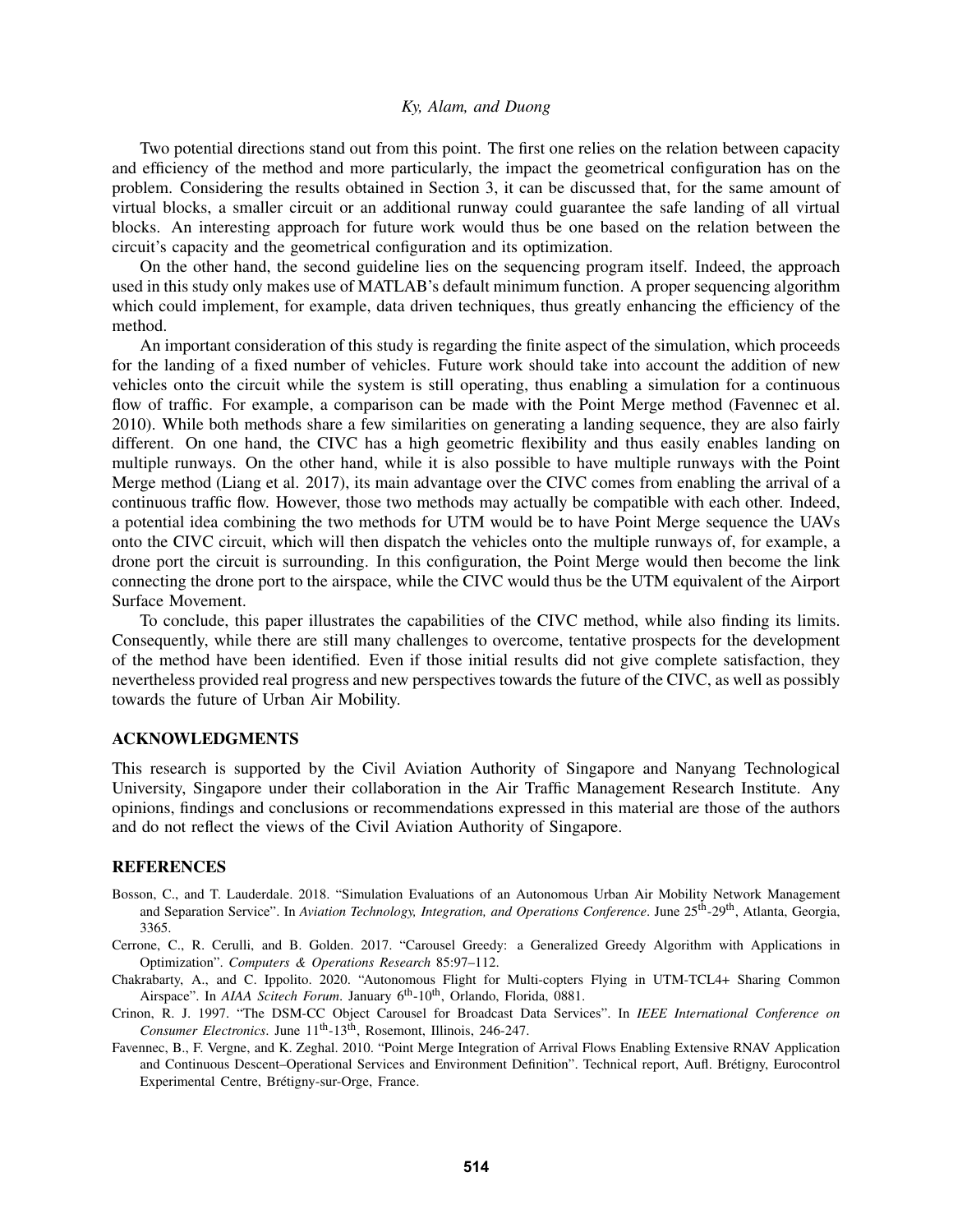Two potential directions stand out from this point. The first one relies on the relation between capacity and efficiency of the method and more particularly, the impact the geometrical configuration has on the problem. Considering the results obtained in Section 3, it can be discussed that, for the same amount of virtual blocks, a smaller circuit or an additional runway could guarantee the safe landing of all virtual blocks. An interesting approach for future work would thus be one based on the relation between the circuit's capacity and the geometrical configuration and its optimization.

On the other hand, the second guideline lies on the sequencing program itself. Indeed, the approach used in this study only makes use of MATLAB's default minimum function. A proper sequencing algorithm which could implement, for example, data driven techniques, thus greatly enhancing the efficiency of the method.

An important consideration of this study is regarding the finite aspect of the simulation, which proceeds for the landing of a fixed number of vehicles. Future work should take into account the addition of new vehicles onto the circuit while the system is still operating, thus enabling a simulation for a continuous flow of traffic. For example, a comparison can be made with the Point Merge method (Favennec et al. 2010). While both methods share a few similarities on generating a landing sequence, they are also fairly different. On one hand, the CIVC has a high geometric flexibility and thus easily enables landing on multiple runways. On the other hand, while it is also possible to have multiple runways with the Point Merge method (Liang et al. 2017), its main advantage over the CIVC comes from enabling the arrival of a continuous traffic flow. However, those two methods may actually be compatible with each other. Indeed, a potential idea combining the two methods for UTM would be to have Point Merge sequence the UAVs onto the CIVC circuit, which will then dispatch the vehicles onto the multiple runways of, for example, a drone port the circuit is surrounding. In this configuration, the Point Merge would then become the link connecting the drone port to the airspace, while the CIVC would thus be the UTM equivalent of the Airport Surface Movement.

To conclude, this paper illustrates the capabilities of the CIVC method, while also finding its limits. Consequently, while there are still many challenges to overcome, tentative prospects for the development of the method have been identified. Even if those initial results did not give complete satisfaction, they nevertheless provided real progress and new perspectives towards the future of the CIVC, as well as possibly towards the future of Urban Air Mobility.

## ACKNOWLEDGMENTS

This research is supported by the Civil Aviation Authority of Singapore and Nanyang Technological University, Singapore under their collaboration in the Air Traffic Management Research Institute. Any opinions, findings and conclusions or recommendations expressed in this material are those of the authors and do not reflect the views of the Civil Aviation Authority of Singapore.

## REFERENCES

Bosson, C., and T. Lauderdale. 2018. "Simulation Evaluations of an Autonomous Urban Air Mobility Network Management and Separation Service". In *Aviation Technology, Integration, and Operations Conference*. June 25th-29th, Atlanta, Georgia, 3365.

Cerrone, C., R. Cerulli, and B. Golden. 2017. "Carousel Greedy: a Generalized Greedy Algorithm with Applications in Optimization". *Computers & Operations Research* 85:97–112.

Chakrabarty, A., and C. Ippolito. 2020. "Autonomous Flight for Multi-copters Flying in UTM-TCL4+ Sharing Common Airspace". In *AIAA Scitech Forum*. January 6th-10th, Orlando, Florida, 0881.

Crinon, R. J. 1997. "The DSM-CC Object Carousel for Broadcast Data Services". In *IEEE International Conference on Consumer Electronics*. June 11th-13th, Rosemont, Illinois, 246-247.

Favennec, B., F. Vergne, and K. Zeghal. 2010. "Point Merge Integration of Arrival Flows Enabling Extensive RNAV Application and Continuous Descent–Operational Services and Environment Definition". Technical report, Aufl. Brétigny, Eurocontrol Experimental Centre, Brétigny-sur-Orge, France.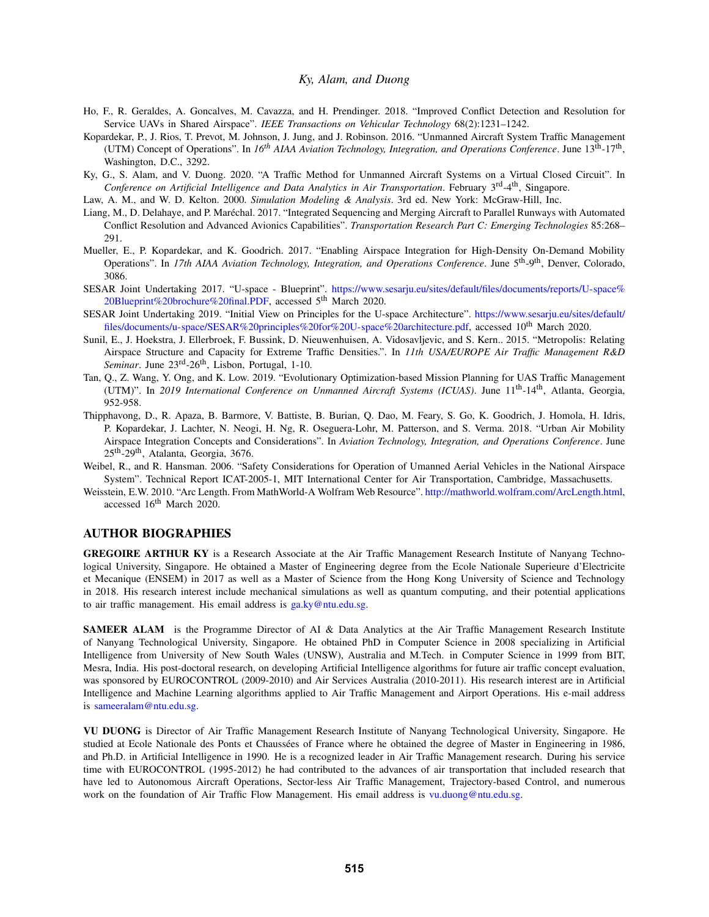Ho, F., R. Geraldes, A. Goncalves, M. Cavazza, and H. Prendinger. 2018. "Improved Conflict Detection and Resolution for Service UAVs in Shared Airspace". *IEEE Transactions on Vehicular Technology* 68(2):1231–1242.

Kopardekar, P., J. Rios, T. Prevot, M. Johnson, J. Jung, and J. Robinson. 2016. "Unmanned Aircraft System Traffic Management (UTM) Concept of Operations". In *16th AIAA Aviation Technology, Integration, and Operations Conference*. June 13th-17th, Washington, D.C., 3292.

Ky, G., S. Alam, and V. Duong. 2020. "A Traffic Method for Unmanned Aircraft Systems on a Virtual Closed Circuit". In *Conference on Artificial Intelligence and Data Analytics in Air Transportation*. February 3rd-4th, Singapore.

Law, A. M., and W. D. Kelton. 2000. *Simulation Modeling & Analysis*. 3rd ed. New York: McGraw-Hill, Inc.

Liang, M., D. Delahaye, and P. Maréchal. 2017. "Integrated Sequencing and Merging Aircraft to Parallel Runways with Automated Conflict Resolution and Advanced Avionics Capabilities". *Transportation Research Part C: Emerging Technologies* 85:268–291.

Mueller, E., P. Kopardekar, and K. Goodrich. 2017. "Enabling Airspace Integration for High-Density On-Demand Mobility Operations". In *17th AIAA Aviation Technology, Integration, and Operations Conference*. June 5th-9th, Denver, Colorado, 3086.

SESAR Joint Undertaking 2017. "U-space - Blueprint". https://www.sesarju.eu/sites/default/files/documents/reports/U-space%20Blueprint%20brochure%20final.PDF, accessed 5th March 2020.

SESAR Joint Undertaking 2019. "Initial View on Principles for the U-space Architecture". https://www.sesarju.eu/sites/default/files/documents/u-space/SESAR%20principles%20for%20U-space%20architecture.pdf, accessed 10th March 2020.

Sunil, E., J. Hoekstra, J. Ellerbroek, F. Bussink, D. Nieuwenhuisen, A. Vidosavljevic, and S. Kern.. 2015. "Metropolis: Relating Airspace Structure and Capacity for Extreme Traffic Densities.". In *11th USA/EUROPE Air Traffic Management R&D Seminar*. June 23rd-26th, Lisbon, Portugal, 1-10.

Tan, Q., Z. Wang, Y. Ong, and K. Low. 2019. "Evolutionary Optimization-based Mission Planning for UAS Traffic Management (UTM)". In *2019 International Conference on Unmanned Aircraft Systems (ICUAS)*. June 11th-14th, Atlanta, Georgia, 952-958.

Thipphavong, D., R. Apaza, B. Barmore, V. Battiste, B. Burian, Q. Dao, M. Feary, S. Go, K. Goodrich, J. Homola, H. Idris, P. Kopardekar, J. Lachter, N. Neogi, H. Ng, R. Oseguera-Lohr, M. Patterson, and S. Verma. 2018. "Urban Air Mobility Airspace Integration Concepts and Considerations". In *Aviation Technology, Integration, and Operations Conference*. June 25th-29th, Atalanta, Georgia, 3676.

Weibel, R., and R. Hansman. 2006. "Safety Considerations for Operation of Umanned Aerial Vehicles in the National Airspace System". Technical Report ICAT-2005-1, MIT International Center for Air Transportation, Cambridge, Massachusetts.

Weisstein, E.W. 2010. "Arc Length. From MathWorld-A Wolfram Web Resource". http://mathworld.wolfram.com/ArcLength.html, accessed 16th March 2020.

## AUTHOR BIOGRAPHIES

**GREGOIRE ARTHUR KY** is a Research Associate at the Air Traffic Management Research Institute of Nanyang Technological University, Singapore. He obtained a Master of Engineering degree from the Ecole Nationale Superieure d'Electricite et Mecanique (ENSEM) in 2017 as well as a Master of Science from the Hong Kong University of Science and Technology in 2018. His research interest include mechanical simulations as well as quantum computing, and their potential applications to air traffic management. His email address is ga.ky@ntu.edu.sg.

**SAMEER ALAM** is the Programme Director of AI & Data Analytics at the Air Traffic Management Research Institute of Nanyang Technological University, Singapore. He obtained PhD in Computer Science in 2008 specializing in Artificial Intelligence from University of New South Wales (UNSW), Australia and M.Tech. in Computer Science in 1999 from BIT, Mesra, India. His post-doctoral research, on developing Artificial Intelligence algorithms for future air traffic concept evaluation, was sponsored by EUROCONTROL (2009-2010) and Air Services Australia (2010-2011). His research interest are in Artificial Intelligence and Machine Learning algorithms applied to Air Traffic Management and Airport Operations. His e-mail address is sameeralam@ntu.edu.sg.

**VU DUONG** is Director of Air Traffic Management Research Institute of Nanyang Technological University, Singapore. He studied at Ecole Nationale des Ponts et Chaussées of France where he obtained the degree of Master in Engineering in 1986, and Ph.D. in Artificial Intelligence in 1990. He is a recognized leader in Air Traffic Management research. During his service time with EUROCONTROL (1995-2012) he had contributed to the advances of air transportation that included research that have led to Autonomous Aircraft Operations, Sector-less Air Traffic Management, Trajectory-based Control, and numerous work on the foundation of Air Traffic Flow Management. His email address is vu.duong@ntu.edu.sg.